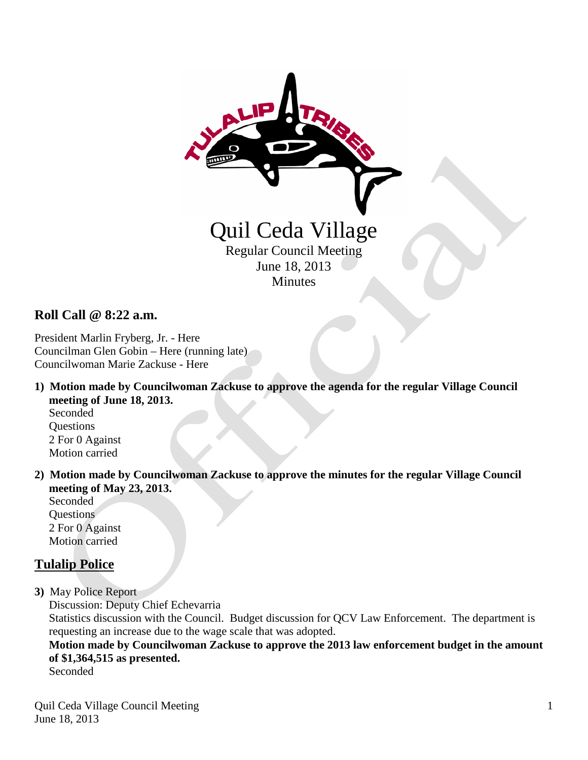# Quil Ceda Village

Regular Council Meeting
June 18, 2013
Minutes

## Roll Call @ 8:22 a.m.

President Marlin Fryberg, Jr. - Here
Councilman Glen Gobin – Here (running late)
Councilwoman Marie Zackuse - Here

1) **Motion made by Councilwoman Zackuse to approve the agenda for the regular Village Council meeting of June 18, 2013.**
   Seconded
   Questions
   2 For 0 Against
   Motion carried

2) **Motion made by Councilwoman Zackuse to approve the minutes for the regular Village Council meeting of May 23, 2013.**
   Seconded
   Questions
   2 For 0 Against
   Motion carried

## Tulalip Police

3) May Police Report
   Discussion: Deputy Chief Echevarria
   Statistics discussion with the Council. Budget discussion for QCV Law Enforcement. The department is requesting an increase due to the wage scale that was adopted.
   **Motion made by Councilwoman Zackuse to approve the 2013 law enforcement budget in the amount of $1,364,515 as presented.**
   Seconded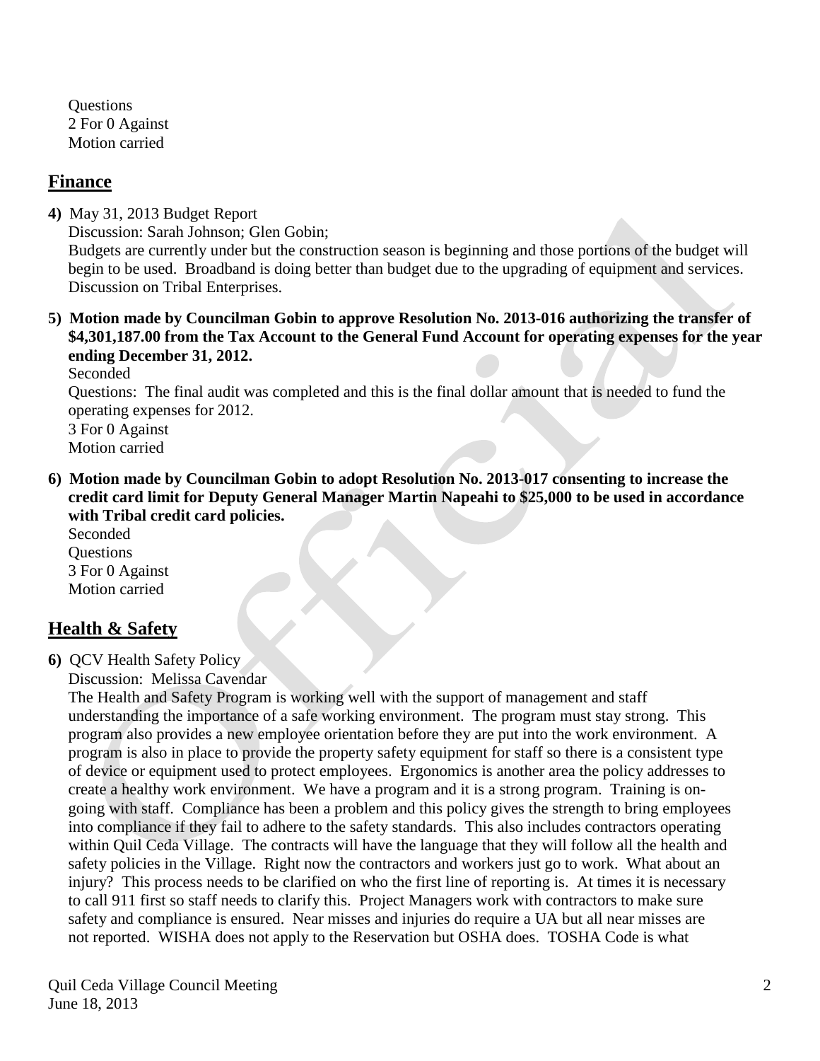Questions
2 For 0 Against
Motion carried

## Finance

**4)** May 31, 2013 Budget Report
Discussion: Sarah Johnson; Glen Gobin;
Budgets are currently under but the construction season is beginning and those portions of the budget will begin to be used. Broadband is doing better than budget due to the upgrading of equipment and services. Discussion on Tribal Enterprises.

**5) Motion made by Councilman Gobin to approve Resolution No. 2013-016 authorizing the transfer of $4,301,187.00 from the Tax Account to the General Fund Account for operating expenses for the year ending December 31, 2012.**
Seconded
Questions: The final audit was completed and this is the final dollar amount that is needed to fund the operating expenses for 2012.
3 For 0 Against
Motion carried

**6) Motion made by Councilman Gobin to adopt Resolution No. 2013-017 consenting to increase the credit card limit for Deputy General Manager Martin Napeahi to $25,000 to be used in accordance with Tribal credit card policies.**
Seconded
Questions
3 For 0 Against
Motion carried

## Health & Safety

**6)** QCV Health Safety Policy
Discussion: Melissa Cavendar
The Health and Safety Program is working well with the support of management and staff understanding the importance of a safe working environment. The program must stay strong. This program also provides a new employee orientation before they are put into the work environment. A program is also in place to provide the property safety equipment for staff so there is a consistent type of device or equipment used to protect employees. Ergonomics is another area the policy addresses to create a healthy work environment. We have a program and it is a strong program. Training is on-going with staff. Compliance has been a problem and this policy gives the strength to bring employees into compliance if they fail to adhere to the safety standards. This also includes contractors operating within Quil Ceda Village. The contracts will have the language that they will follow all the health and safety policies in the Village. Right now the contractors and workers just go to work. What about an injury? This process needs to be clarified on who the first line of reporting is. At times it is necessary to call 911 first so staff needs to clarify this. Project Managers work with contractors to make sure safety and compliance is ensured. Near misses and injuries do require a UA but all near misses are not reported. WISHA does not apply to the Reservation but OSHA does. TOSHA Code is what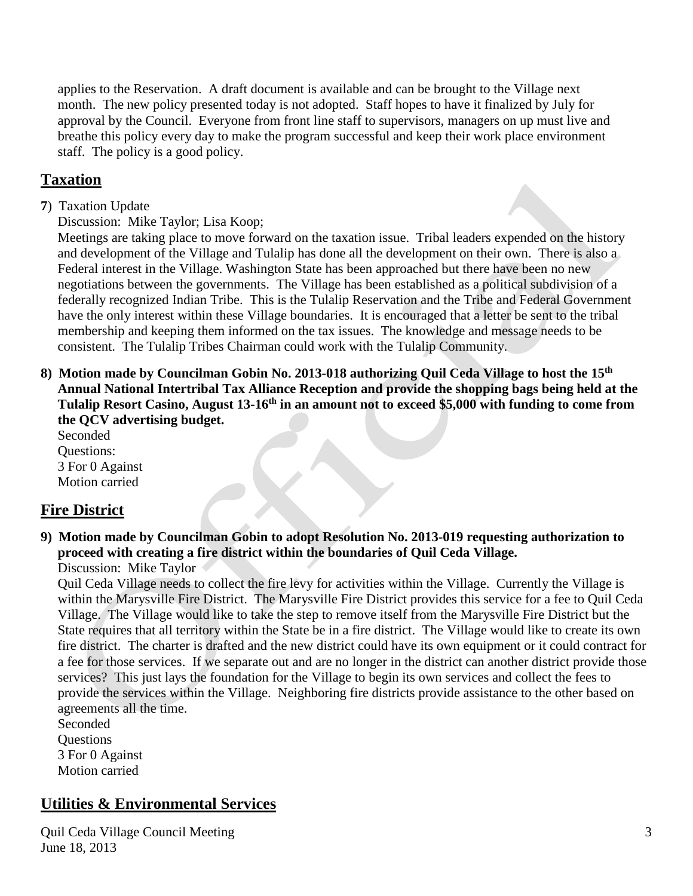applies to the Reservation. A draft document is available and can be brought to the Village next month. The new policy presented today is not adopted. Staff hopes to have it finalized by July for approval by the Council. Everyone from front line staff to supervisors, managers on up must live and breathe this policy every day to make the program successful and keep their work place environment staff. The policy is a good policy.

## Taxation

**7**) Taxation Update

Discussion: Mike Taylor; Lisa Koop;

Meetings are taking place to move forward on the taxation issue. Tribal leaders expended on the history and development of the Village and Tulalip has done all the development on their own. There is also a Federal interest in the Village. Washington State has been approached but there have been no new negotiations between the governments. The Village has been established as a political subdivision of a federally recognized Indian Tribe. This is the Tulalip Reservation and the Tribe and Federal Government have the only interest within these Village boundaries. It is encouraged that a letter be sent to the tribal membership and keeping them informed on the tax issues. The knowledge and message needs to be consistent. The Tulalip Tribes Chairman could work with the Tulalip Community.

**8) Motion made by Councilman Gobin No. 2013-018 authorizing Quil Ceda Village to host the 15th Annual National Intertribal Tax Alliance Reception and provide the shopping bags being held at the Tulalip Resort Casino, August 13-16th in an amount not to exceed \$5,000 with funding to come from the QCV advertising budget.**

Seconded
Questions:
3 For 0 Against
Motion carried

## Fire District

**9) Motion made by Councilman Gobin to adopt Resolution No. 2013-019 requesting authorization to proceed with creating a fire district within the boundaries of Quil Ceda Village.**

Discussion: Mike Taylor

Quil Ceda Village needs to collect the fire levy for activities within the Village. Currently the Village is within the Marysville Fire District. The Marysville Fire District provides this service for a fee to Quil Ceda Village. The Village would like to take the step to remove itself from the Marysville Fire District but the State requires that all territory within the State be in a fire district. The Village would like to create its own fire district. The charter is drafted and the new district could have its own equipment or it could contract for a fee for those services. If we separate out and are no longer in the district can another district provide those services? This just lays the foundation for the Village to begin its own services and collect the fees to provide the services within the Village. Neighboring fire districts provide assistance to the other based on agreements all the time.

Seconded
Questions
3 For 0 Against
Motion carried

## Utilities & Environmental Services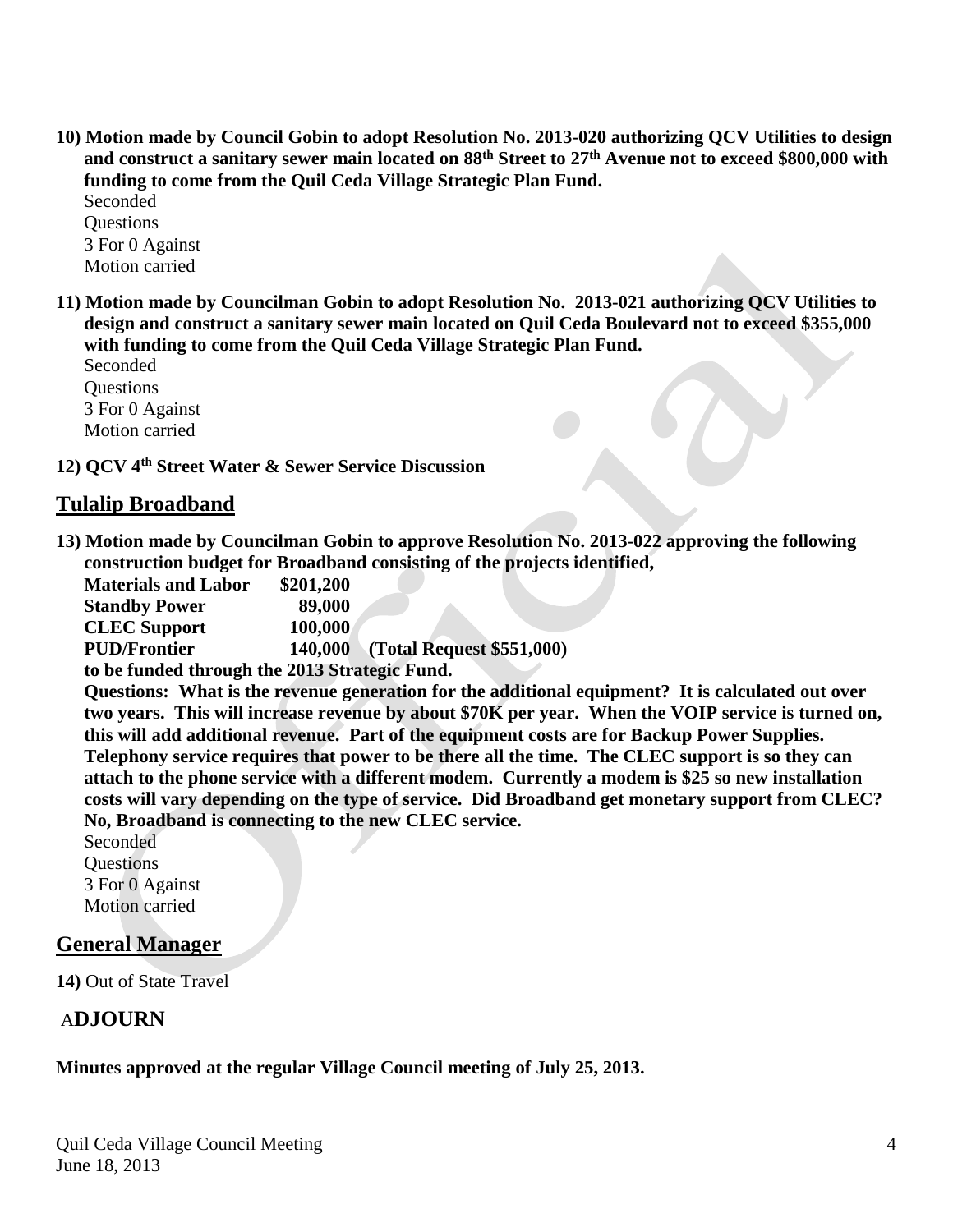**10) Motion made by Council Gobin to adopt Resolution No. 2013-020 authorizing QCV Utilities to design and construct a sanitary sewer main located on 88th Street to 27th Avenue not to exceed $800,000 with funding to come from the Quil Ceda Village Strategic Plan Fund.**

Seconded
Questions
3 For 0 Against
Motion carried

**11) Motion made by Councilman Gobin to adopt Resolution No. 2013-021 authorizing QCV Utilities to design and construct a sanitary sewer main located on Quil Ceda Boulevard not to exceed $355,000 with funding to come from the Quil Ceda Village Strategic Plan Fund.**

Seconded
Questions
3 For 0 Against
Motion carried

**12) QCV 4th Street Water & Sewer Service Discussion**

## Tulalip Broadband

**13) Motion made by Councilman Gobin to approve Resolution No. 2013-022 approving the following construction budget for Broadband consisting of the projects identified,**

| | | |
|---|---|---|
| **Materials and Labor** | **$201,200** | |
| **Standby Power** | **89,000** | |
| **CLEC Support** | **100,000** | |
| **PUD/Frontier** | **140,000** | **(Total Request $551,000)** |

**to be funded through the 2013 Strategic Fund.**

**Questions: What is the revenue generation for the additional equipment? It is calculated out over two years. This will increase revenue by about $70K per year. When the VOIP service is turned on, this will add additional revenue. Part of the equipment costs are for Backup Power Supplies. Telephony service requires that power to be there all the time. The CLEC support is so they can attach to the phone service with a different modem. Currently a modem is $25 so new installation costs will vary depending on the type of service. Did Broadband get monetary support from CLEC? No, Broadband is connecting to the new CLEC service.**

Seconded
Questions
3 For 0 Against
Motion carried

## General Manager

**14)** Out of State Travel

## ADJOURN

**Minutes approved at the regular Village Council meeting of July 25, 2013.**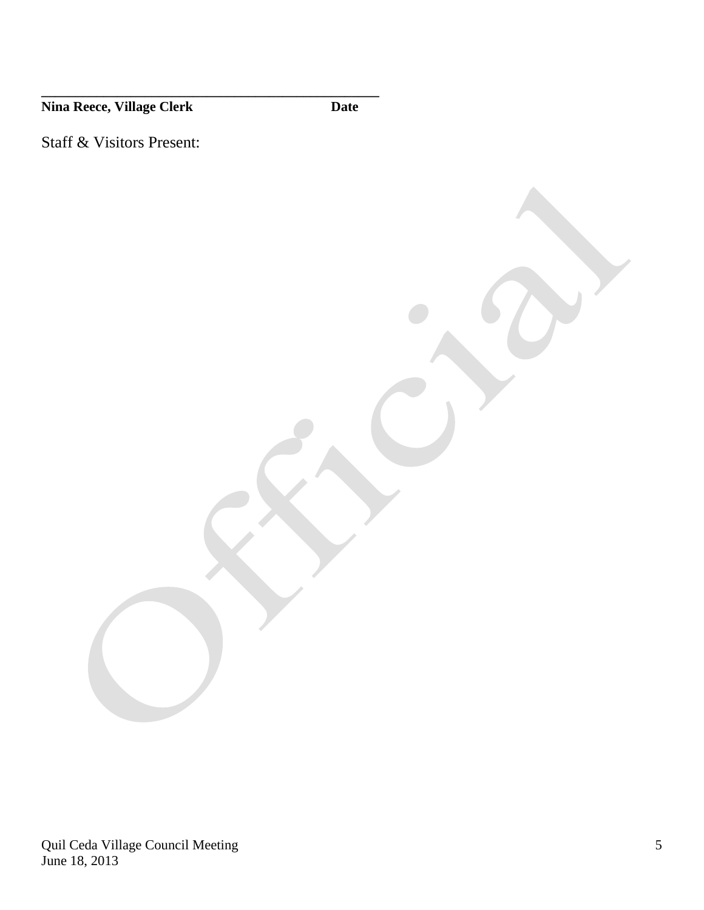______________________________________________

**Nina Reece, Village Clerk Date**

Staff & Visitors Present: